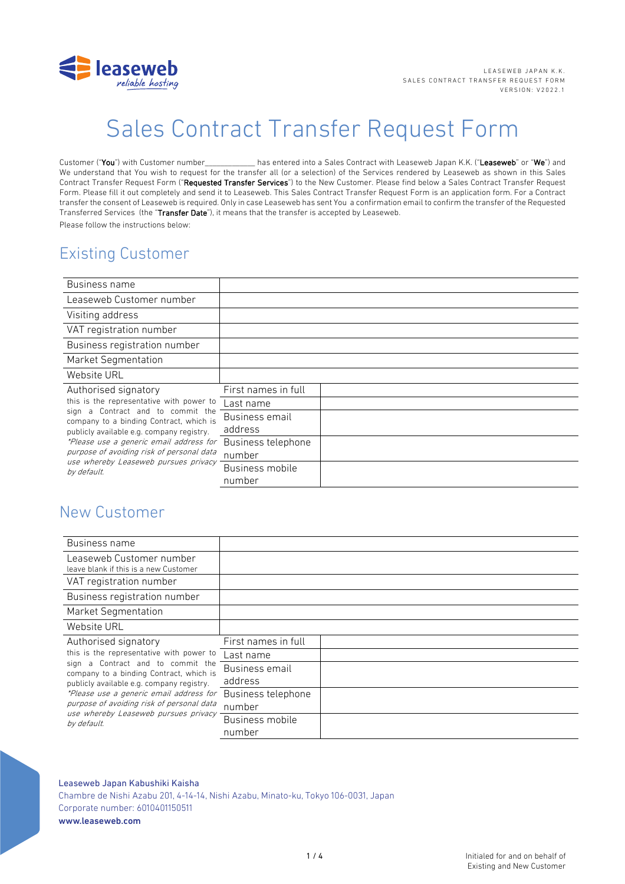LEASEWEB JAPAN K.K.
SALES CONTRACT TRANSFER REQUEST FORM
VERSION: V2022.1

# Sales Contract Transfer Request Form

Customer ("**You**") with Customer number____________ has entered into a Sales Contract with Leaseweb Japan K.K. ("**Leaseweb**" or "**We**") and We understand that You wish to request for the transfer all (or a selection) of the Services rendered by Leaseweb as shown in this Sales Contract Transfer Request Form ("**Requested Transfer Services**") to the New Customer. Please find below a Sales Contract Transfer Request Form. Please fill it out completely and send it to Leaseweb. This Sales Contract Transfer Request Form is an application form. For a Contract transfer the consent of Leaseweb is required. Only in case Leaseweb has sent You a confirmation email to confirm the transfer of the Requested Transferred Services (the "**Transfer Date**"), it means that the transfer is accepted by Leaseweb.

Please follow the instructions below:

## Existing Customer

| | | |
|---|---|---|
| Business name | | |
| Leaseweb Customer number | | |
| Visiting address | | |
| VAT registration number | | |
| Business registration number | | |
| Market Segmentation | | |
| Website URL | | |
| Authorised signatory<br>this is the representative with power to sign a Contract and to commit the company to a binding Contract, which is publicly available e.g. company registry.<br>*\*Please use a generic email address for purpose of avoiding risk of personal data use whereby Leaseweb pursues privacy by default.* | First names in full | |
| | Last name | |
| | Business email address | |
| | Business telephone number | |
| | Business mobile number | |

## New Customer

| | | |
|---|---|---|
| Business name | | |
| Leaseweb Customer number<br>leave blank if this is a new Customer | | |
| VAT registration number | | |
| Business registration number | | |
| Market Segmentation | | |
| Website URL | | |
| Authorised signatory<br>this is the representative with power to sign a Contract and to commit the company to a binding Contract, which is publicly available e.g. company registry.<br>*\*Please use a generic email address for purpose of avoiding risk of personal data use whereby Leaseweb pursues privacy by default.* | First names in full | |
| | Last name | |
| | Business email address | |
| | Business telephone number | |
| | Business mobile number | |

Leaseweb Japan Kabushiki Kaisha
Chambre de Nishi Azabu 201, 4-14-14, Nishi Azabu, Minato-ku, Tokyo 106-0031, Japan
Corporate number: 6010401150511
www.leaseweb.com

Initialed for and on behalf of
Existing and New Customer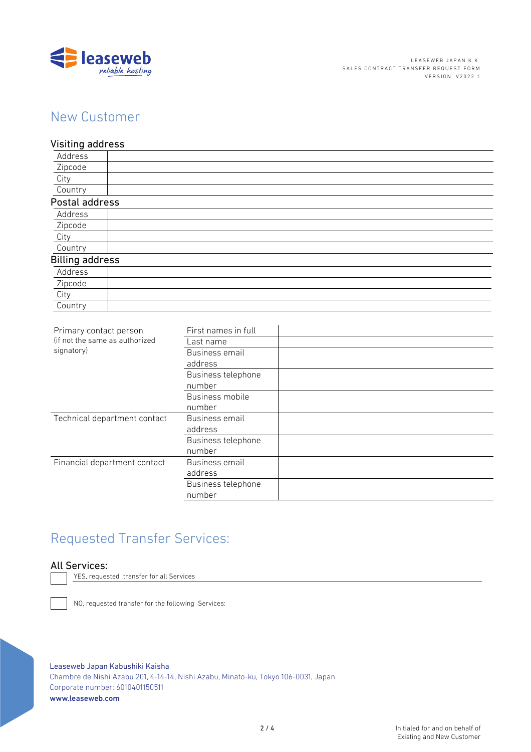# New Customer

## Visiting address

| | |
|---|---|
| Address | |
| Zipcode | |
| City | |
| Country | |

## Postal address

| | |
|---|---|
| Address | |
| Zipcode | |
| City | |
| Country | |

## Billing address

| | |
|---|---|
| Address | |
| Zipcode | |
| City | |
| Country | |

| | | |
|---|---|---|
| Primary contact person (if not the same as authorized signatory) | First names in full | |
| | Last name | |
| | Business email address | |
| | Business telephone number | |
| | Business mobile number | |
| Technical department contact | Business email address | |
| | Business telephone number | |
| Financial department contact | Business email address | |
| | Business telephone number | |

# Requested Transfer Services:

## All Services:

☐ YES, requested transfer for all Services

☐ NO, requested transfer for the following Services:

Leaseweb Japan Kabushiki Kaisha
Chambre de Nishi Azabu 201, 4-14-14, Nishi Azabu, Minato-ku, Tokyo 106-0031, Japan
Corporate number: 6010401150511
**www.leaseweb.com**

Initialed for and on behalf of Existing and New Customer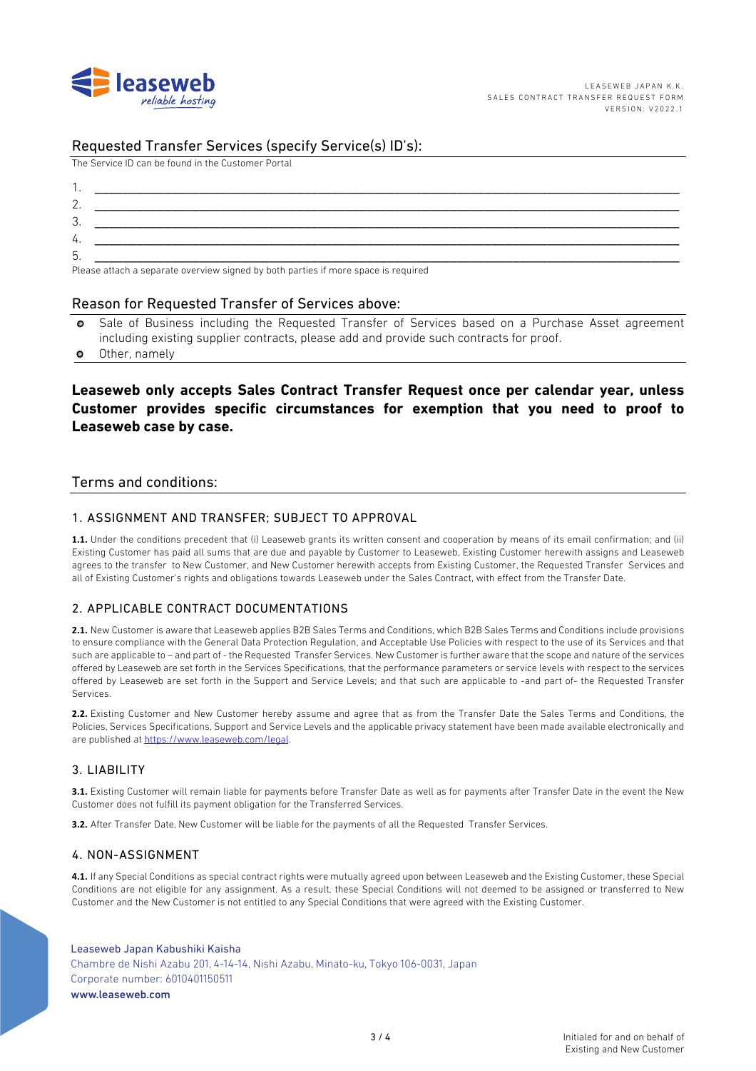## Requested Transfer Services (specify Service(s) ID's):

The Service ID can be found in the Customer Portal

1. ______________________________________________________________________________
2. ______________________________________________________________________________
3. ______________________________________________________________________________
4. ______________________________________________________________________________
5. ______________________________________________________________________________

Please attach a separate overview signed by both parties if more space is required

## Reason for Requested Transfer of Services above:

- Sale of Business including the Requested Transfer of Services based on a Purchase Asset agreement including existing supplier contracts, please add and provide such contracts for proof.
- Other, namely

**Leaseweb only accepts Sales Contract Transfer Request once per calendar year, unless Customer provides specific circumstances for exemption that you need to proof to Leaseweb case by case.**

## Terms and conditions:

### 1. ASSIGNMENT AND TRANSFER; SUBJECT TO APPROVAL

**1.1.** Under the conditions precedent that (i) Leaseweb grants its written consent and cooperation by means of its email confirmation; and (ii) Existing Customer has paid all sums that are due and payable by Customer to Leaseweb, Existing Customer herewith assigns and Leaseweb agrees to the transfer to New Customer, and New Customer herewith accepts from Existing Customer, the Requested Transfer Services and all of Existing Customer's rights and obligations towards Leaseweb under the Sales Contract, with effect from the Transfer Date.

### 2. APPLICABLE CONTRACT DOCUMENTATIONS

**2.1.** New Customer is aware that Leaseweb applies B2B Sales Terms and Conditions, which B2B Sales Terms and Conditions include provisions to ensure compliance with the General Data Protection Regulation, and Acceptable Use Policies with respect to the use of its Services and that such are applicable to – and part of - the Requested Transfer Services. New Customer is further aware that the scope and nature of the services offered by Leaseweb are set forth in the Services Specifications, that the performance parameters or service levels with respect to the services offered by Leaseweb are set forth in the Support and Service Levels; and that such are applicable to -and part of- the Requested Transfer Services.

**2.2.** Existing Customer and New Customer hereby assume and agree that as from the Transfer Date the Sales Terms and Conditions, the Policies, Services Specifications, Support and Service Levels and the applicable privacy statement have been made available electronically and are published at https://www.leaseweb.com/legal.

### 3. LIABILITY

**3.1.** Existing Customer will remain liable for payments before Transfer Date as well as for payments after Transfer Date in the event the New Customer does not fulfill its payment obligation for the Transferred Services.

**3.2.** After Transfer Date, New Customer will be liable for the payments of all the Requested Transfer Services.

### 4. NON-ASSIGNMENT

**4.1.** If any Special Conditions as special contract rights were mutually agreed upon between Leaseweb and the Existing Customer, these Special Conditions are not eligible for any assignment. As a result, these Special Conditions will not deemed to be assigned or transferred to New Customer and the New Customer is not entitled to any Special Conditions that were agreed with the Existing Customer.

Initialed for and on behalf of Existing and New Customer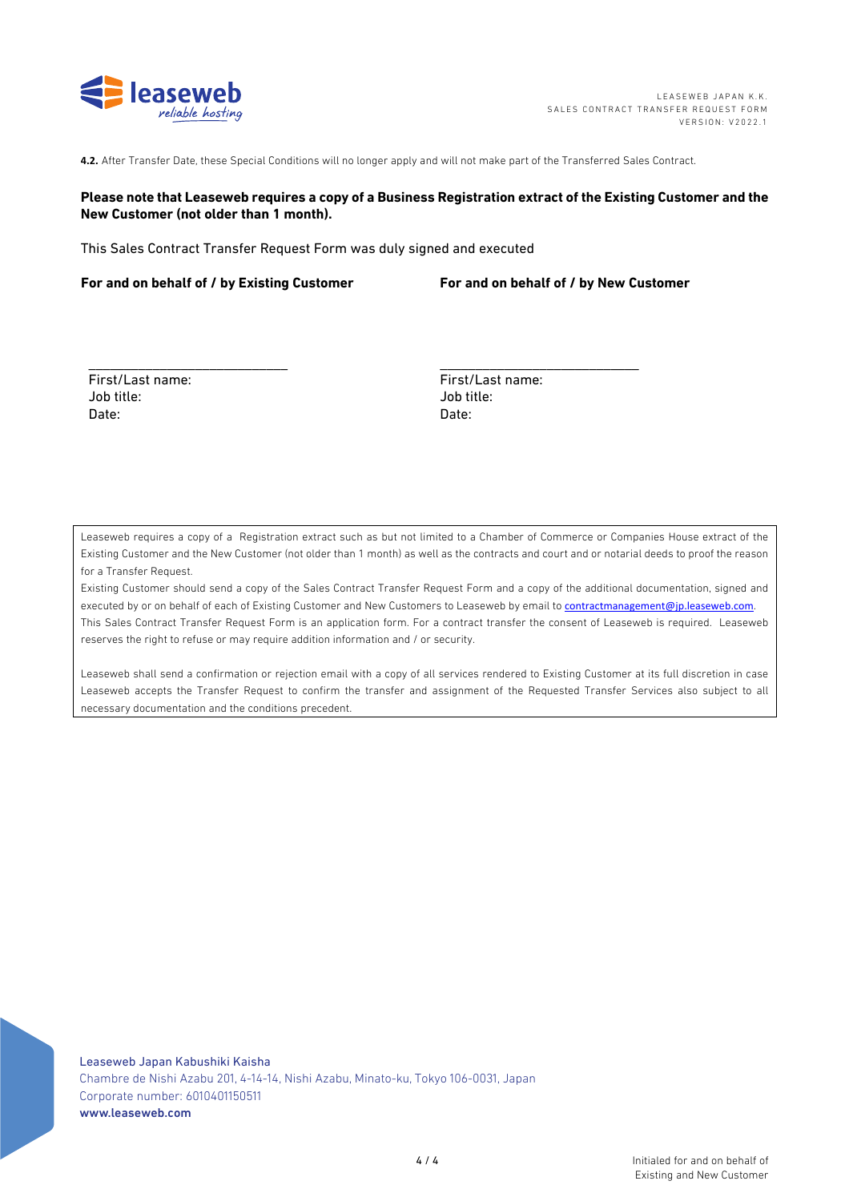**4.2.** After Transfer Date, these Special Conditions will no longer apply and will not make part of the Transferred Sales Contract.

**Please note that Leaseweb requires a copy of a Business Registration extract of the Existing Customer and the New Customer (not older than 1 month).**

This Sales Contract Transfer Request Form was duly signed and executed

| **For and on behalf of / by Existing Customer** | **For and on behalf of / by New Customer** |
|---|---|
| ____________________________ | ____________________________ |
| First/Last name: | First/Last name: |
| Job title: | Job title: |
| Date: | Date: |

Leaseweb requires a copy of a Registration extract such as but not limited to a Chamber of Commerce or Companies House extract of the Existing Customer and the New Customer (not older than 1 month) as well as the contracts and court and or notarial deeds to proof the reason for a Transfer Request.
Existing Customer should send a copy of the Sales Contract Transfer Request Form and a copy of the additional documentation, signed and executed by or on behalf of each of Existing Customer and New Customers to Leaseweb by email to contractmanagement@jp.leaseweb.com.
This Sales Contract Transfer Request Form is an application form. For a contract transfer the consent of Leaseweb is required. Leaseweb reserves the right to refuse or may require addition information and / or security.

Leaseweb shall send a confirmation or rejection email with a copy of all services rendered to Existing Customer at its full discretion in case Leaseweb accepts the Transfer Request to confirm the transfer and assignment of the Requested Transfer Services also subject to all necessary documentation and the conditions precedent.

Leaseweb Japan Kabushiki Kaisha
Chambre de Nishi Azabu 201, 4-14-14, Nishi Azabu, Minato-ku, Tokyo 106-0031, Japan
Corporate number: 6010401150511
www.leaseweb.com

Initialed for and on behalf of Existing and New Customer